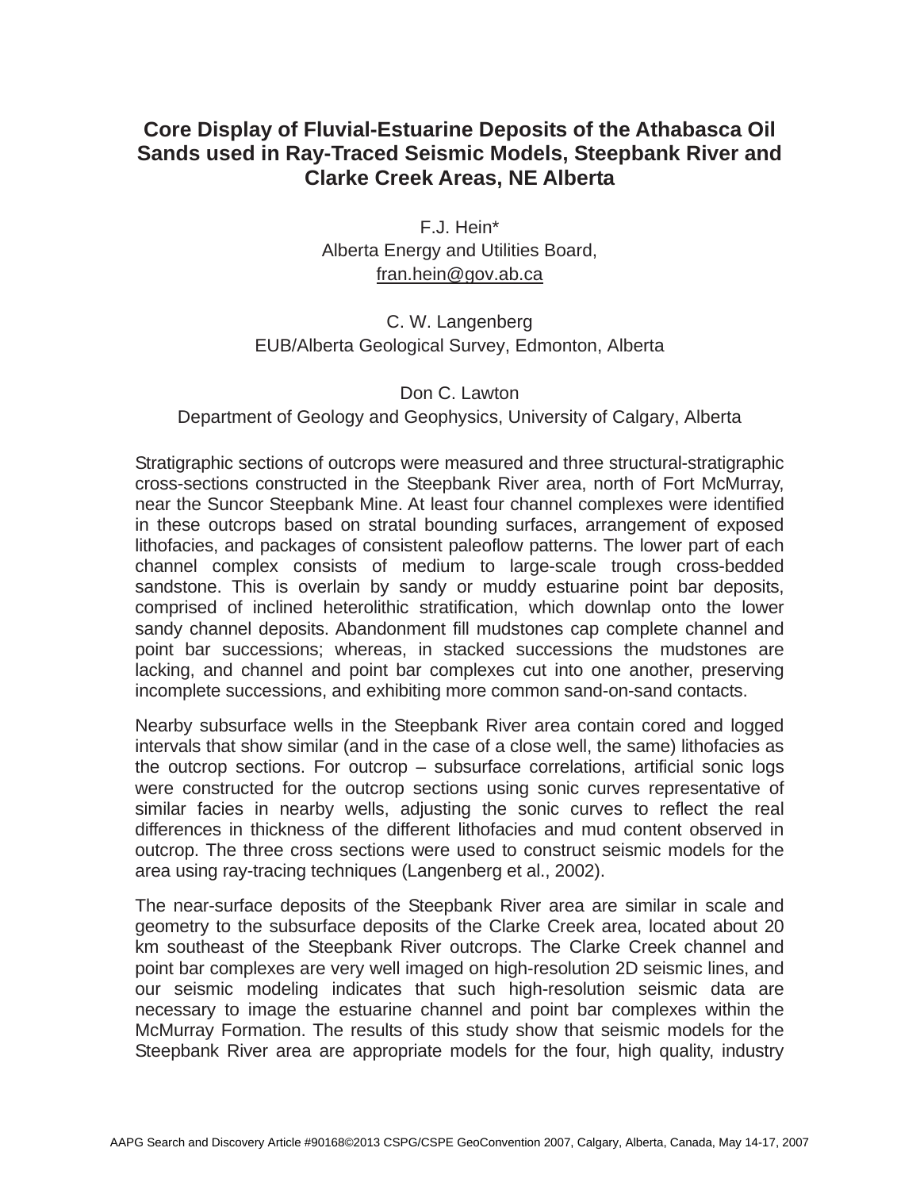# Core Display of Fluvial-Estuarine Deposits of the Athabasca Oil Sands used in Ray-Traced Seismic Models, Steepbank River and Clarke Creek Areas, NE Alberta

F.J. Hein*
Alberta Energy and Utilities Board,
fran.hein@gov.ab.ca

C. W. Langenberg
EUB/Alberta Geological Survey, Edmonton, Alberta

Don C. Lawton
Department of Geology and Geophysics, University of Calgary, Alberta

Stratigraphic sections of outcrops were measured and three structural-stratigraphic cross-sections constructed in the Steepbank River area, north of Fort McMurray, near the Suncor Steepbank Mine. At least four channel complexes were identified in these outcrops based on stratal bounding surfaces, arrangement of exposed lithofacies, and packages of consistent paleoflow patterns. The lower part of each channel complex consists of medium to large-scale trough cross-bedded sandstone. This is overlain by sandy or muddy estuarine point bar deposits, comprised of inclined heterolithic stratification, which downlap onto the lower sandy channel deposits. Abandonment fill mudstones cap complete channel and point bar successions; whereas, in stacked successions the mudstones are lacking, and channel and point bar complexes cut into one another, preserving incomplete successions, and exhibiting more common sand-on-sand contacts.

Nearby subsurface wells in the Steepbank River area contain cored and logged intervals that show similar (and in the case of a close well, the same) lithofacies as the outcrop sections. For outcrop – subsurface correlations, artificial sonic logs were constructed for the outcrop sections using sonic curves representative of similar facies in nearby wells, adjusting the sonic curves to reflect the real differences in thickness of the different lithofacies and mud content observed in outcrop. The three cross sections were used to construct seismic models for the area using ray-tracing techniques (Langenberg et al., 2002).

The near-surface deposits of the Steepbank River area are similar in scale and geometry to the subsurface deposits of the Clarke Creek area, located about 20 km southeast of the Steepbank River outcrops. The Clarke Creek channel and point bar complexes are very well imaged on high-resolution 2D seismic lines, and our seismic modeling indicates that such high-resolution seismic data are necessary to image the estuarine channel and point bar complexes within the McMurray Formation. The results of this study show that seismic models for the Steepbank River area are appropriate models for the four, high quality, industry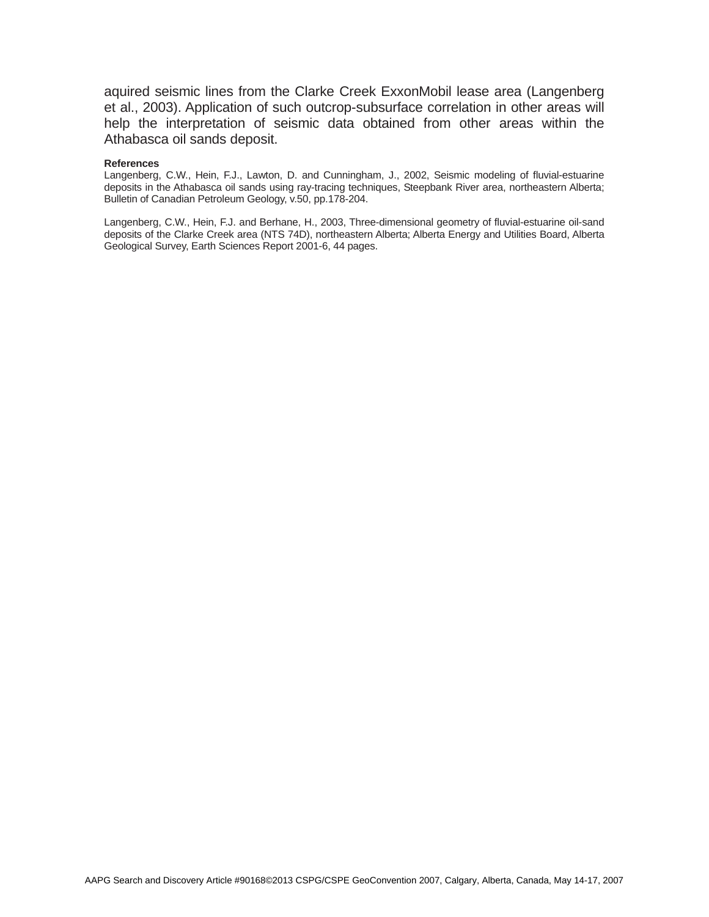aquired seismic lines from the Clarke Creek ExxonMobil lease area (Langenberg et al., 2003). Application of such outcrop-subsurface correlation in other areas will help the interpretation of seismic data obtained from other areas within the Athabasca oil sands deposit.

**References**

Langenberg, C.W., Hein, F.J., Lawton, D. and Cunningham, J., 2002, Seismic modeling of fluvial-estuarine deposits in the Athabasca oil sands using ray-tracing techniques, Steepbank River area, northeastern Alberta; Bulletin of Canadian Petroleum Geology, v.50, pp.178-204.

Langenberg, C.W., Hein, F.J. and Berhane, H., 2003, Three-dimensional geometry of fluvial-estuarine oil-sand deposits of the Clarke Creek area (NTS 74D), northeastern Alberta; Alberta Energy and Utilities Board, Alberta Geological Survey, Earth Sciences Report 2001-6, 44 pages.